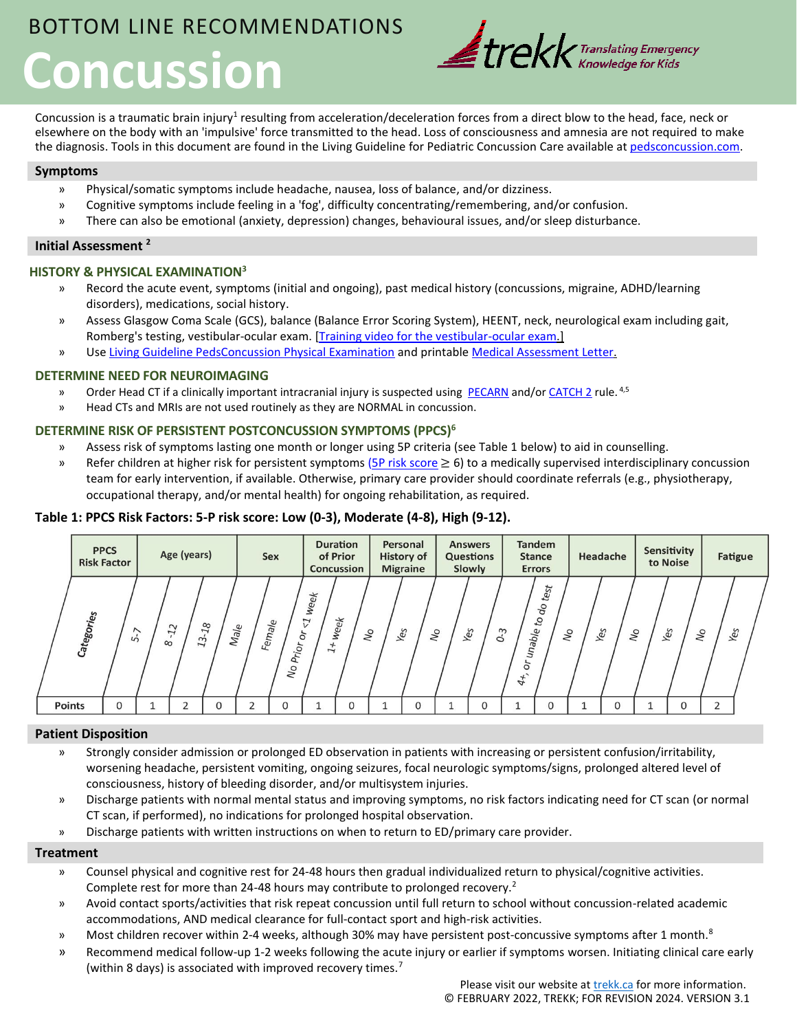# BOTTOM LINE RECOMMENDATIONS

# Concussion

trekk Translating Emergency Knowledge for Kids

Concussion is a traumatic brain injury[1] resulting from acceleration/deceleration forces from a direct blow to the head, face, neck or elsewhere on the body with an 'impulsive' force transmitted to the head. Loss of consciousness and amnesia are not required to make the diagnosis. Tools in this document are found in the Living Guideline for Pediatric Concussion Care available at pedsconcussion.com.

## Symptoms

- Physical/somatic symptoms include headache, nausea, loss of balance, and/or dizziness.
- Cognitive symptoms include feeling in a 'fog', difficulty concentrating/remembering, and/or confusion.
- There can also be emotional (anxiety, depression) changes, behavioural issues, and/or sleep disturbance.

## Initial Assessment [2]

### HISTORY & PHYSICAL EXAMINATION[3]

- Record the acute event, symptoms (initial and ongoing), past medical history (concussions, migraine, ADHD/learning disorders), medications, social history.
- Assess Glasgow Coma Scale (GCS), balance (Balance Error Scoring System), HEENT, neck, neurological exam including gait, Romberg's testing, vestibular-ocular exam. [Training video for the vestibular-ocular exam.]
- Use Living Guideline PedsConcussion Physical Examination and printable Medical Assessment Letter.

### DETERMINE NEED FOR NEUROIMAGING

- Order Head CT if a clinically important intracranial injury is suspected using PECARN and/or CATCH 2 rule.[4,5]
- Head CTs and MRIs are not used routinely as they are NORMAL in concussion.

### DETERMINE RISK OF PERSISTENT POSTCONCUSSION SYMPTOMS (PPCS)[6]

- Assess risk of symptoms lasting one month or longer using 5P criteria (see Table 1 below) to aid in counselling.
- Refer children at higher risk for persistent symptoms (5P risk score ≥ 6) to a medically supervised interdisciplinary concussion team for early intervention, if available. Otherwise, primary care provider should coordinate referrals (e.g., physiotherapy, occupational therapy, and/or mental health) for ongoing rehabilitation, as required.

**Table 1: PPCS Risk Factors: 5-P risk score: Low (0-3), Moderate (4-8), High (9-12).**

| PPCS Risk Factor | Age (years) | | | Sex | | Duration of Prior Concussion | | Personal History of Migraine | | Answers Questions Slowly | | Tandem Stance Errors | | Headache | | Sensitivity to Noise | | Fatigue | |
|---|---|---|---|---|---|---|---|---|---|---|---|---|---|---|---|---|---|---|---|
| Categories | 5-7 | 8-12 | 13-18 | Male | Female | No Prior or <1 week | 1+ week | No | Yes | No | Yes | 0-3 | 4+, or unable to do test | No | Yes | No | Yes | No | Yes |
| Points | 0 | 1 | 2 | 0 | 2 | 0 | 1 | 0 | 1 | 0 | 1 | 0 | 1 | 0 | 1 | 0 | 1 | 0 | 2 |

## Patient Disposition

- Strongly consider admission or prolonged ED observation in patients with increasing or persistent confusion/irritability, worsening headache, persistent vomiting, ongoing seizures, focal neurologic symptoms/signs, prolonged altered level of consciousness, history of bleeding disorder, and/or multisystem injuries.
- Discharge patients with normal mental status and improving symptoms, no risk factors indicating need for CT scan (or normal CT scan, if performed), no indications for prolonged hospital observation.
- Discharge patients with written instructions on when to return to ED/primary care provider.

## Treatment

- Counsel physical and cognitive rest for 24-48 hours then gradual individualized return to physical/cognitive activities. Complete rest for more than 24-48 hours may contribute to prolonged recovery.[2]
- Avoid contact sports/activities that risk repeat concussion until full return to school without concussion-related academic accommodations, AND medical clearance for full-contact sport and high-risk activities.
- Most children recover within 2-4 weeks, although 30% may have persistent post-concussive symptoms after 1 month.[8]
- Recommend medical follow-up 1-2 weeks following the acute injury or earlier if symptoms worsen. Initiating clinical care early (within 8 days) is associated with improved recovery times.[7]

Please visit our website at trekk.ca for more information.
© FEBRUARY 2022, TREKK; FOR REVISION 2024. VERSION 3.1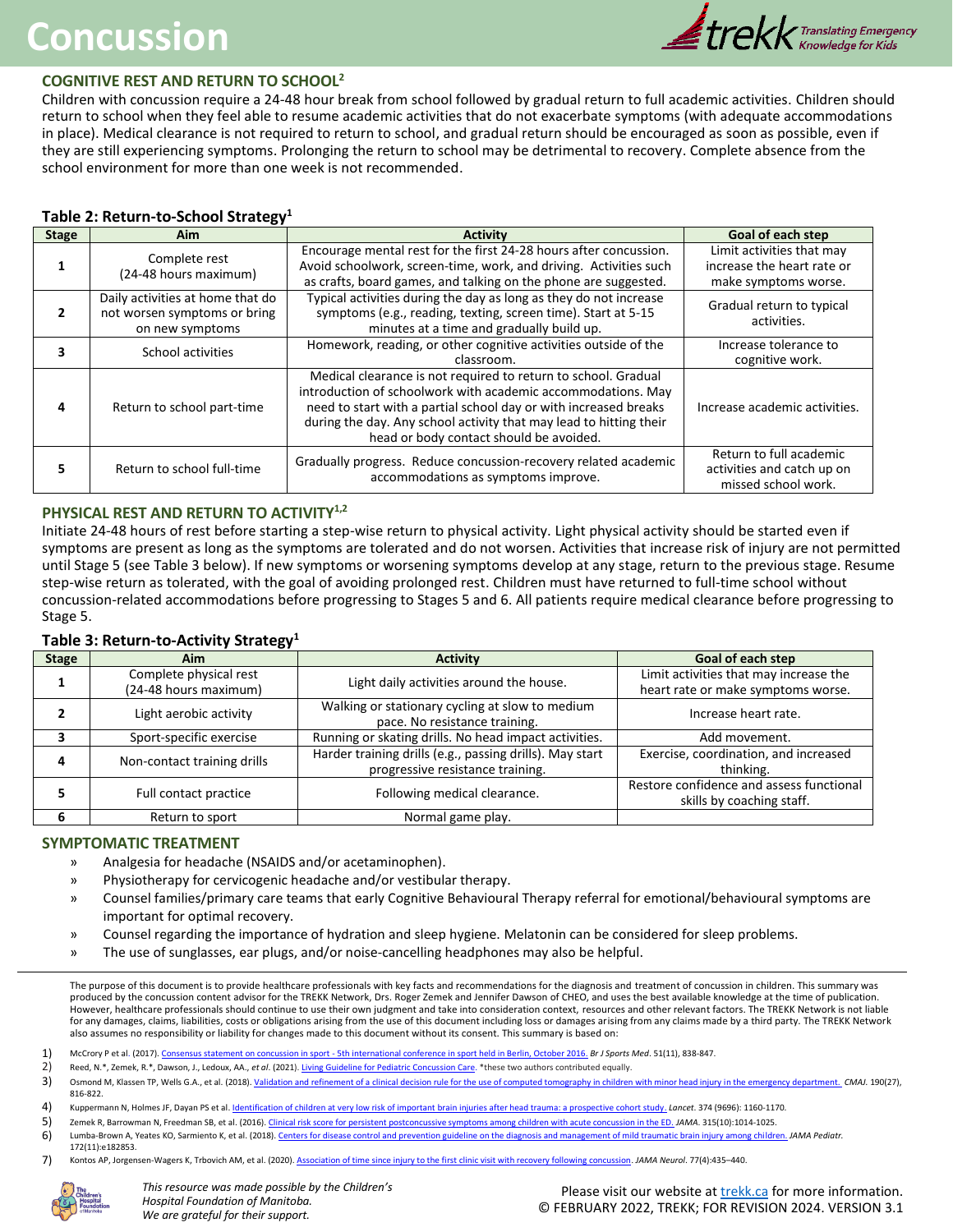# Concussion

## COGNITIVE REST AND RETURN TO SCHOOL[2]

Children with concussion require a 24-48 hour break from school followed by gradual return to full academic activities. Children should return to school when they feel able to resume academic activities that do not exacerbate symptoms (with adequate accommodations in place). Medical clearance is not required to return to school, and gradual return should be encouraged as soon as possible, even if they are still experiencing symptoms. Prolonging the return to school may be detrimental to recovery. Complete absence from the school environment for more than one week is not recommended.

**Table 2: Return-to-School Strategy[1]**

| Stage | Aim | Activity | Goal of each step |
|---|---|---|---|
| 1 | Complete rest (24-48 hours maximum) | Encourage mental rest for the first 24-28 hours after concussion. Avoid schoolwork, screen-time, work, and driving. Activities such as crafts, board games, and talking on the phone are suggested. | Limit activities that may increase the heart rate or make symptoms worse. |
| 2 | Daily activities at home that do not worsen symptoms or bring on new symptoms | Typical activities during the day as long as they do not increase symptoms (e.g., reading, texting, screen time). Start at 5-15 minutes at a time and gradually build up. | Gradual return to typical activities. |
| 3 | School activities | Homework, reading, or other cognitive activities outside of the classroom. | Increase tolerance to cognitive work. |
| 4 | Return to school part-time | Medical clearance is not required to return to school. Gradual introduction of schoolwork with academic accommodations. May need to start with a partial school day or with increased breaks during the day. Any school activity that may lead to hitting their head or body contact should be avoided. | Increase academic activities. |
| 5 | Return to school full-time | Gradually progress. Reduce concussion-recovery related academic accommodations as symptoms improve. | Return to full academic activities and catch up on missed school work. |

## PHYSICAL REST AND RETURN TO ACTIVITY[1,2]

Initiate 24-48 hours of rest before starting a step-wise return to physical activity. Light physical activity should be started even if symptoms are present as long as the symptoms are tolerated and do not worsen. Activities that increase risk of injury are not permitted until Stage 5 (see Table 3 below). If new symptoms or worsening symptoms develop at any stage, return to the previous stage. Resume step-wise return as tolerated, with the goal of avoiding prolonged rest. Children must have returned to full-time school without concussion-related accommodations before progressing to Stages 5 and 6. All patients require medical clearance before progressing to Stage 5.

**Table 3: Return-to-Activity Strategy[1]**

| Stage | Aim | Activity | Goal of each step |
|---|---|---|---|
| 1 | Complete physical rest (24-48 hours maximum) | Light daily activities around the house. | Limit activities that may increase the heart rate or make symptoms worse. |
| 2 | Light aerobic activity | Walking or stationary cycling at slow to medium pace. No resistance training. | Increase heart rate. |
| 3 | Sport-specific exercise | Running or skating drills. No head impact activities. | Add movement. |
| 4 | Non-contact training drills | Harder training drills (e.g., passing drills). May start progressive resistance training. | Exercise, coordination, and increased thinking. |
| 5 | Full contact practice | Following medical clearance. | Restore confidence and assess functional skills by coaching staff. |
| 6 | Return to sport | Normal game play. | |

## SYMPTOMATIC TREATMENT

- Analgesia for headache (NSAIDS and/or acetaminophen).
- Physiotherapy for cervicogenic headache and/or vestibular therapy.
- Counsel families/primary care teams that early Cognitive Behavioural Therapy referral for emotional/behavioural symptoms are important for optimal recovery.
- Counsel regarding the importance of hydration and sleep hygiene. Melatonin can be considered for sleep problems.
- The use of sunglasses, ear plugs, and/or noise-cancelling headphones may also be helpful.

---

The purpose of this document is to provide healthcare professionals with key facts and recommendations for the diagnosis and treatment of concussion in children. This summary was produced by the concussion content advisor for the TREKK Network, Drs. Roger Zemek and Jennifer Dawson of CHEO, and uses the best available knowledge at the time of publication. However, healthcare professionals should continue to use their own judgment and take into consideration context, resources and other relevant factors. The TREKK Network is not liable for any damages, claims, liabilities, costs or obligations arising from the use of this document including loss or damages arising from any claims made by a third party. The TREKK Network also assumes no responsibility or liability for changes made to this document without its consent. This summary is based on:

1) McCrory P et al. (2017). Consensus statement on concussion in sport - 5th international conference in sport held in Berlin, October 2016. *Br J Sports Med*. 51(11), 838-847.
2) Reed, N.*, Zemek, R.*, Dawson, J., Ledoux, AA., *et al*. (2021). Living Guideline for Pediatric Concussion Care. *these two authors contributed equally.
3) Osmond M, Klassen TP, Wells G.A., et al. (2018). Validation and refinement of a clinical decision rule for the use of computed tomography in children with minor head injury in the emergency department. *CMAJ*. 190(27), 816-822.
4) Kuppermann N, Holmes JF, Dayan PS et al. Identification of children at very low risk of important brain injuries after head trauma: a prospective cohort study. *Lancet*. 374 (9696): 1160-1170.
5) Zemek R, Barrowman N, Freedman SB, et al. (2016). Clinical risk score for persistent postconcussive symptoms among children with acute concussion in the ED. *JAMA*. 315(10):1014-1025.
6) Lumba-Brown A, Yeates KO, Sarmiento K, et al. (2018). Centers for disease control and prevention guideline on the diagnosis and management of mild traumatic brain injury among children. *JAMA Pediatr*. 172(11):e182853.
7) Kontos AP, Jorgensen-Wagers K, Trbovich AM, et al. (2020). Association of time since injury to the first clinic visit with recovery following concussion. *JAMA Neurol*. 77(4):435–440.

*This resource was made possible by the Children's Hospital Foundation of Manitoba. We are grateful for their support.*

Please visit our website at trekk.ca for more information.
© FEBRUARY 2022, TREKK; FOR REVISION 2024. VERSION 3.1